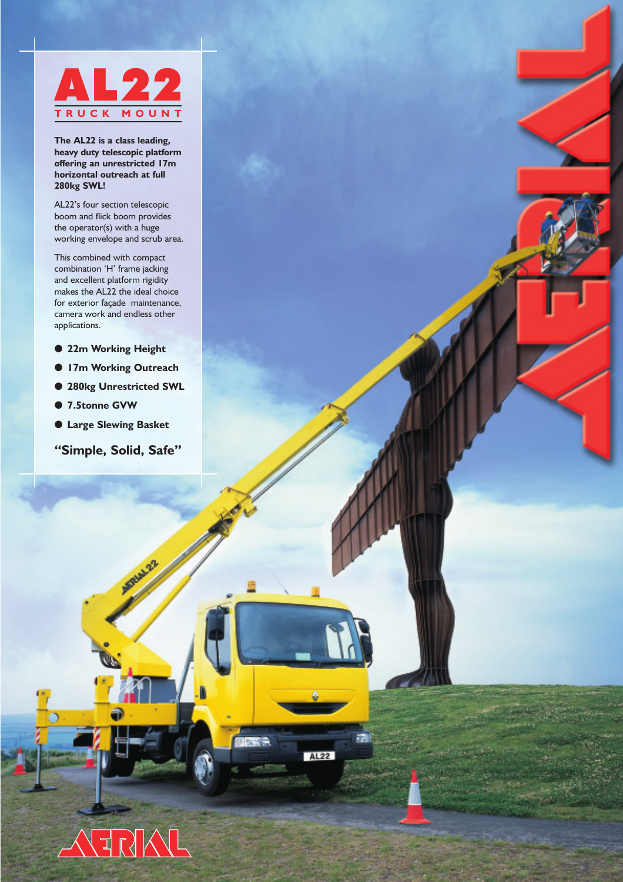# AL22

## TRUCK MOUNT

**The AL22 is a class leading, heavy duty telescopic platform offering an unrestricted 17m horizontal outreach at full 280kg SWL!**

AL22's four section telescopic boom and flick boom provides the operator(s) with a huge working envelope and scrub area.

This combined with compact combination 'H' frame jacking and excellent platform rigidity makes the AL22 the ideal choice for exterior façade maintenance, camera work and endless other applications.

- **22m Working Height**
- **17m Working Outreach**
- **280kg Unrestricted SWL**
- **7.5tonne GVW**
- **Large Slewing Basket**

**"Simple, Solid, Safe"**

AERIAL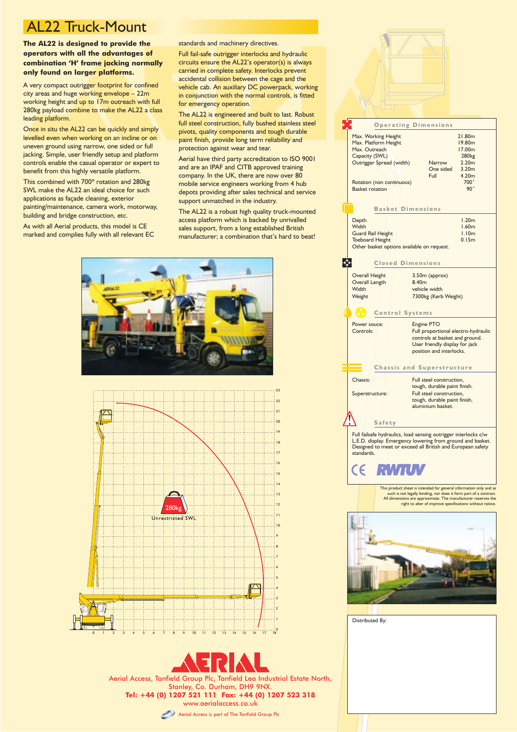# AL22 Truck-Mount

**The AL22 is designed to provide the operators with all the advantages of combination 'H' frame jacking normally only found on larger platforms.**

A very compact outrigger footprint for confined city areas and huge working envelope – 22m working height and up to 17m outreach with full 280kg payload combine to make the AL22 a class leading platform.

Once in situ the AL22 can be quickly and simply levelled even when working on an incline or on uneven ground using narrow, one sided or full jacking. Simple, user friendly setup and platform controls enable the casual operator or expert to benefit from this highly versatile platform.

This combined with 700º rotation and 280kg SWL make the AL22 an ideal choice for such applications as façade cleaning, exterior painting/maintenance, camera work, motorway, building and bridge construction, etc.

As with all Aerial products, this model is CE marked and complies fully with all relevant EC standards and machinery directives.

Full fail-safe outrigger interlocks and hydraulic circuits ensure the AL22's operator(s) is always carried in complete safety. Interlocks prevent accidental collision between the cage and the vehicle cab. An auxiliary DC powerpack, working in conjunction with the normal controls, is fitted for emergency operation.

The AL22 is engineered and built to last. Robust full steel construction, fully bushed stainless steel pivots, quality components and tough durable paint finish, provide long term reliability and protection against wear and tear.

Aerial have third party accreditation to ISO 9001 and are an IPAF and CITB approved training company. In the UK, there are now over 80 mobile service engineers working from 4 hub depots providing after sales technical and service support unmatched in the industry.

The AL22 is a robust high quality truck-mounted access platform which is backed by unrivalled sales support, from a long established British manufacturer; a combination that's hard to beat!

280kg

Unrestricted SWL

0 1 2 3 4 5 6 7 8 9 10 11 12 13 14 15 16 17 18

0 1 2 3 4 5 6 7 8 9 10 11 12 13 14 15 16 17 18 19 20 21 22 23

## Operating Dimensions

| | | |
|---|---|---|
| Max. Working Height | | 21.80m |
| Max. Platform Height | | 19.80m |
| Max. Outreach | | 17.00m |
| Capacity (SWL) | | 280kg |
| Outrigger Spread (width) | Narrow | 2.20m |
| | One sided | 3.20m |
| | Full | 4.20m |
| Rotation (non continuous) | | 700˚ |
| Basket rotation | | 90˚ |

## Basket Dimensions

| | |
|---|---|
| Depth | 1.20m |
| Width | 1.60m |
| Guard Rail Height | 1.10m |
| Toeboard Height | 0.15m |

Other basket options available on request.

## Closed Dimensions

| | |
|---|---|
| Overall Height | 3.50m (approx) |
| Overall Length | 8.40m |
| Width | vehicle width |
| Weight | 7300kg (Kerb Weight) |

## Control Systems

| | |
|---|---|
| Power souce: | Engine PTO |
| Controls: | Full proportional electro-hydraulic controls at basket and ground. User friendly display for jack position and interlocks. |

## Chassis and Superstructure

| | |
|---|---|
| Chassis: | Full steel construction, tough, durable paint finish. |
| Superstructure: | Full steel construction, tough, durable paint finish, aluminium basket. |

## Safety

Full failsafe hydraulics, load sensing outrigger interlocks c/w L.E.D. display. Emergency lowering from ground and basket. Designed to meet or exceed all British and European safety standards.

CE RWTUV

This product sheet is intended for general information only and as such is not legally binding, nor does it form part of a contract. All dimensions are approximate. The manufacturer reserves the right to alter of improve specifications without notice.

Distributed By:

AERIAL

Aerial Access, Tanfield Group Plc, Tanfield Lea Industrial Estate North, Stanley, Co. Durham, DH9 9NX.

**Tel: +44 (0) 1207 521 111 Fax: +44 (0) 1207 523 318**

www.aerialaccess.co.uk

Aerial Access is part of The Tanfield Group Plc